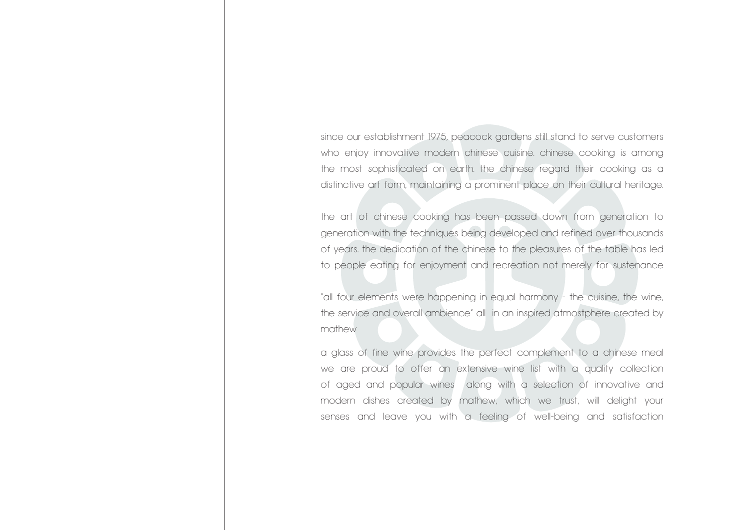since our establishment 1975, peacock gardens still stand to serve customers who enjoy innovative modern chinese cuisine. chinese cooking is among the most sophisticated on earth. the chinese regard their cooking as a distinctive art form, maintaining a prominent place on their cultural heritage.

the art of chinese cooking has been passed down from generation to generation with the techniques being developed and refined over thousands of years. the dedication of the chinese to the pleasures of the table has led to people eating for enjoyment and recreation not merely for sustenance

"all four elements were happening in equal harmony - the cuisine, the wine, the service and overall ambience" all in an inspired atmostphere created by mathew

a glass of fine wine provides the perfect complement to a chinese meal we are proud to offer an extensive wine list with a quality collection of aged and popular wines along with a selection of innovative and modern dishes created by mathew, which we trust, will delight your senses and leave you with a feeling of well-being and satisfaction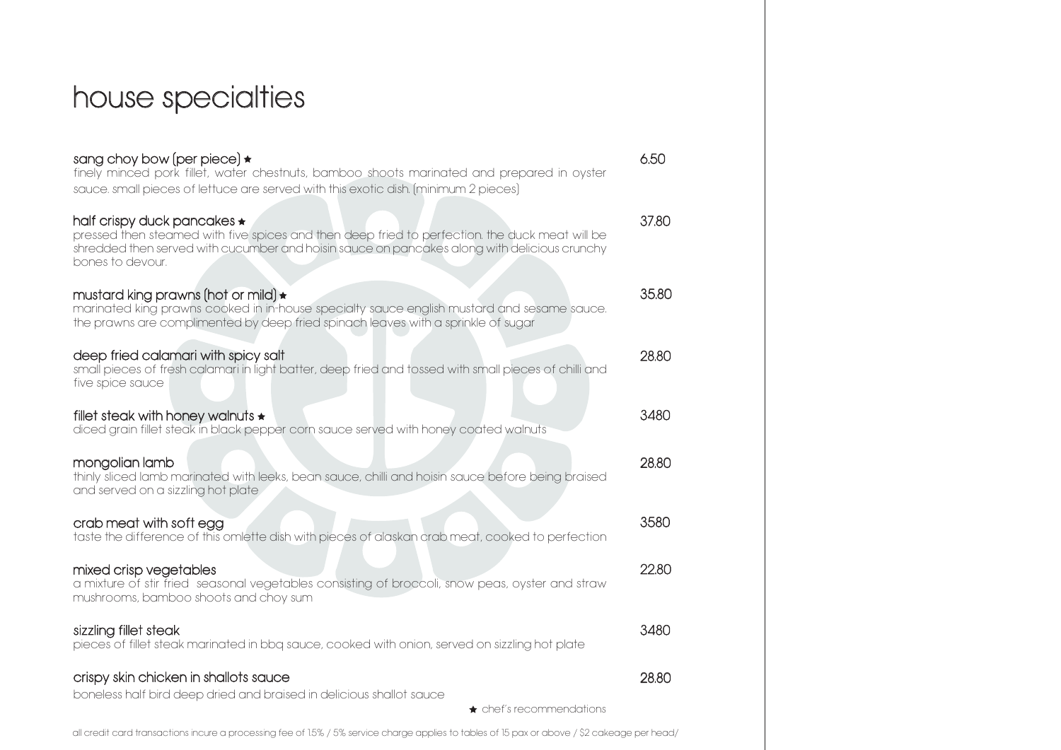# house specialties

**sang choy bow (per piece) ★** — 6.50
finely minced pork fillet, water chestnuts, bamboo shoots marinated and prepared in oyster sauce. small pieces of lettuce are served with this exotic dish. (minimum 2 pieces)

**half crispy duck pancakes ★** — 37.80
pressed then steamed with five spices and then deep fried to perfection. the duck meat will be shredded then served with cucumber and hoisin sauce on pancakes along with delicious crunchy bones to devour.

**mustard king prawns (hot or mild) ★** — 35.80
marinated king prawns cooked in in-house specialty sauce english mustard and sesame sauce. the prawns are complimented by deep fried spinach leaves with a sprinkle of sugar

**deep fried calamari with spicy salt** — 28.80
small pieces of fresh calamari in light batter, deep fried and tossed with small pieces of chilli and five spice sauce

**fillet steak with honey walnuts ★** — 3480
diced grain fillet steak in black pepper corn sauce served with honey coated walnuts

**mongolian lamb** — 28.80
thinly sliced lamb marinated with leeks, bean sauce, chilli and hoisin sauce before being braised and served on a sizzling hot plate

**crab meat with soft egg** — 3580
taste the difference of this omlette dish with pieces of alaskan crab meat, cooked to perfection

**mixed crisp vegetables** — 22.80
a mixture of stir fried seasonal vegetables consisting of broccoli, snow peas, oyster and straw mushrooms, bamboo shoots and choy sum

**sizzling fillet steak** — 3480
pieces of fillet steak marinated in bbq sauce, cooked with onion, served on sizzling hot plate

**crispy skin chicken in shallots sauce** — 28.80
boneless half bird deep dried and braised in delicious shallot sauce

★ chef's recommendations

all credit card transactions incure a processing fee of 1.5% / 5% service charge applies to tables of 15 pax or above / $2 cakeage per head/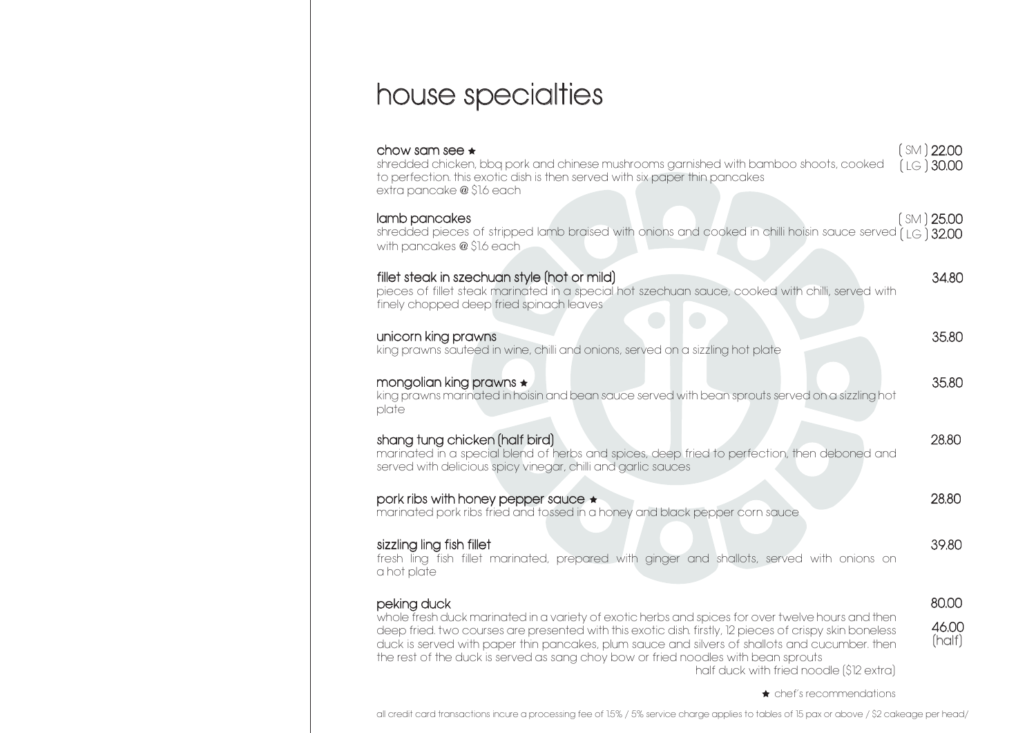# house specialties

**chow sam see ★** ( SM ) **22.00** ( LG ) **30.00**
shredded chicken, bbq pork and chinese mushrooms garnished with bamboo shoots, cooked to perfection. this exotic dish is then served with six paper thin pancakes
extra pancake @ $1.6 each

**lamb pancakes** ( SM ) **25.00** ( LG ) **32.00**
shredded pieces of stripped lamb braised with onions and cooked in chilli hoisin sauce served with pancakes @ $1.6 each

**fillet steak in szechuan style (hot or mild)** 34.80
pieces of fillet steak marinated in a special hot szechuan sauce, cooked with chilli, served with finely chopped deep fried spinach leaves

**unicorn king prawns** 35.80
king prawns sauteed in wine, chilli and onions, served on a sizzling hot plate

**mongolian king prawns ★** 35.80
king prawns marinated in hoisin and bean sauce served with bean sprouts served on a sizzling hot plate

**shang tung chicken (half bird)** 28.80
marinated in a special blend of herbs and spices, deep fried to perfection, then deboned and served with delicious spicy vinegar, chilli and garlic sauces

**pork ribs with honey pepper sauce ★** 28.80
marinated pork ribs fried and tossed in a honey and black pepper corn sauce

**sizzling ling fish fillet** 39.80
fresh ling fish fillet marinated, prepared with ginger and shallots, served with onions on a hot plate

**peking duck** 80.00
46.00 (half)
whole fresh duck marinated in a variety of exotic herbs and spices for over twelve hours and then deep fried. two courses are presented with this exotic dish. firstly, 12 pieces of crispy skin boneless duck is served with paper thin pancakes, plum sauce and silvers of shallots and cucumber. then the rest of the duck is served as sang choy bow or fried noodles with bean sprouts
half duck with fried noodle ($12 extra)

★ chef's recommendations

all credit card transactions incure a processing fee of 1.5% / 5% service charge applies to tables of 15 pax or above / $2 cakeage per head/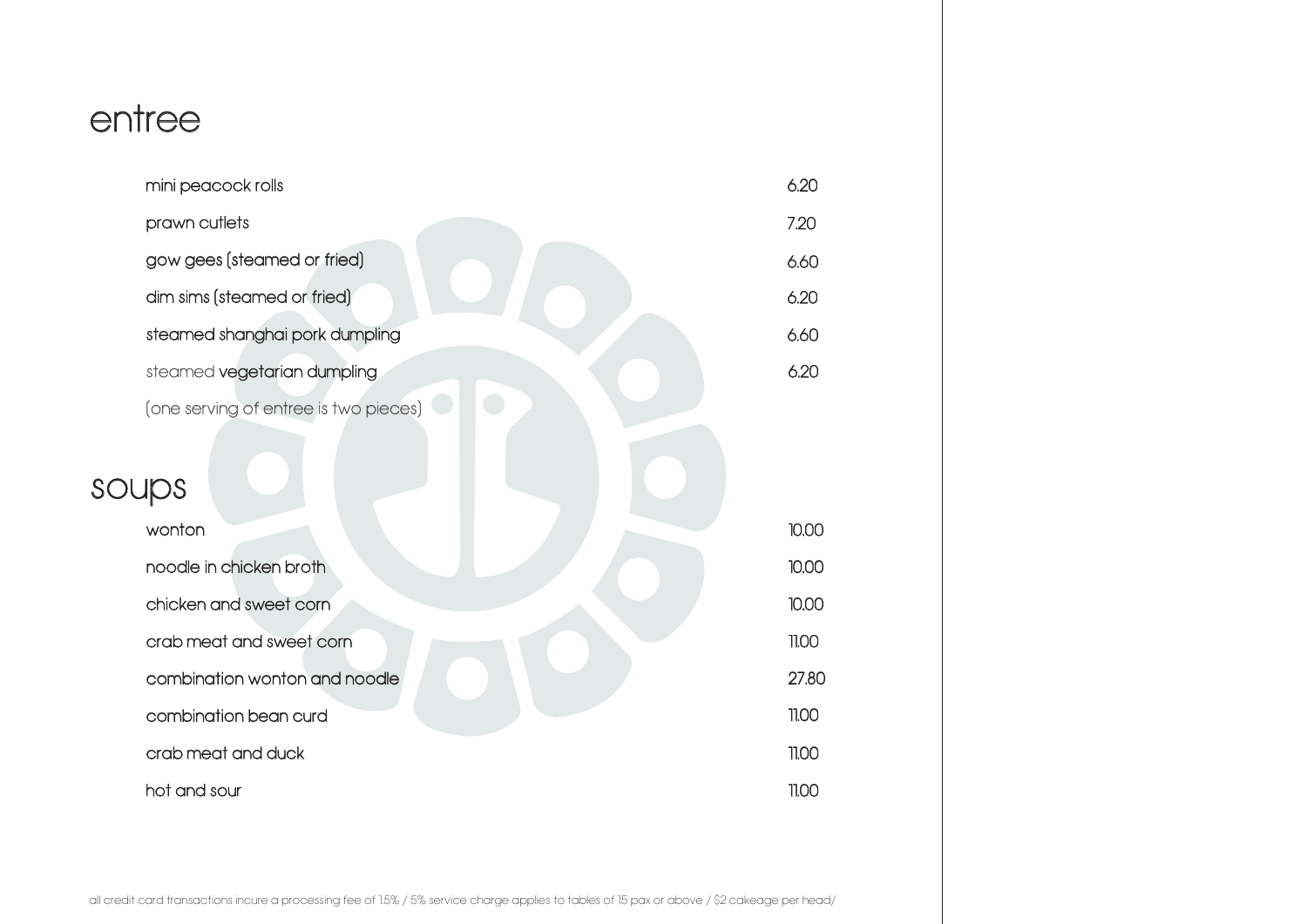# entree

| | |
|---|---|
| mini peacock rolls | 6.20 |
| prawn cutlets | 7.20 |
| gow gees (steamed or fried) | 6.60 |
| dim sims (steamed or fried) | 6.20 |
| steamed shanghai pork dumpling | 6.60 |
| steamed **vegetarian dumpling** | 6.20 |

(one serving of entree is two pieces)

# soups

| | |
|---|---|
| wonton | 10.00 |
| noodle in chicken broth | 10.00 |
| chicken and sweet corn | 10.00 |
| crab meat and sweet corn | 11.00 |
| combination wonton and noodle | 27.80 |
| combination bean curd | 11.00 |
| crab meat and duck | 11.00 |
| hot and sour | 11.00 |

all credit card transactions incure a processing fee of 1.5% / 5% service charge applies to tables of 15 pax or above / $2 cakeage per head/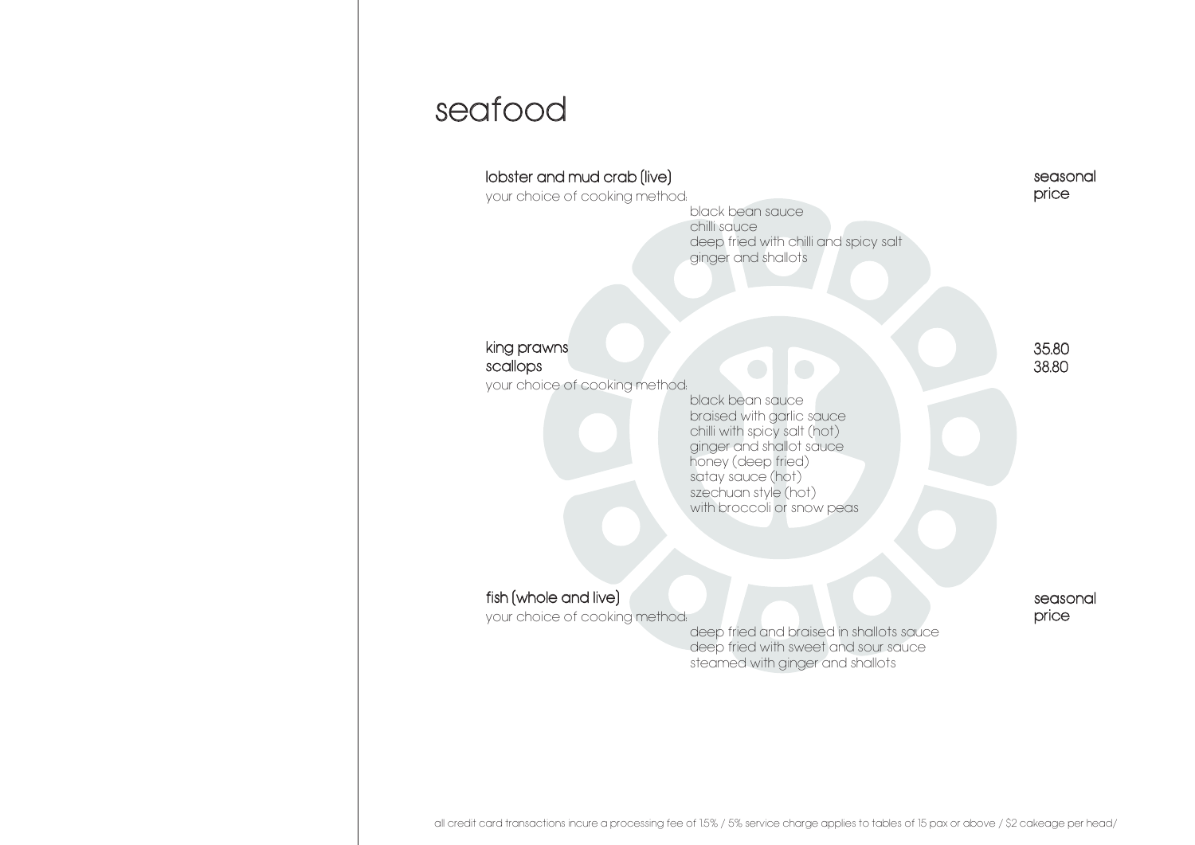# seafood

**lobster and mud crab (live)** — seasonal price

your choice of cooking method:

- black bean sauce
- chilli sauce
- deep fried with chilli and spicy salt
- ginger and shallots

**king prawns** — 35.80
**scallops** — 38.80

your choice of cooking method:

- black bean sauce
- braised with garlic sauce
- chilli with spicy salt (hot)
- ginger and shallot sauce
- honey (deep fried)
- satay sauce (hot)
- szechuan style (hot)
- with broccoli or snow peas

**fish (whole and live)** — seasonal price

your choice of cooking method:

- deep fried and braised in shallots sauce
- deep fried with sweet and sour sauce
- steamed with ginger and shallots

all credit card transactions incure a processing fee of 1.5% / 5% service charge applies to tables of 15 pax or above / $2 cakeage per head/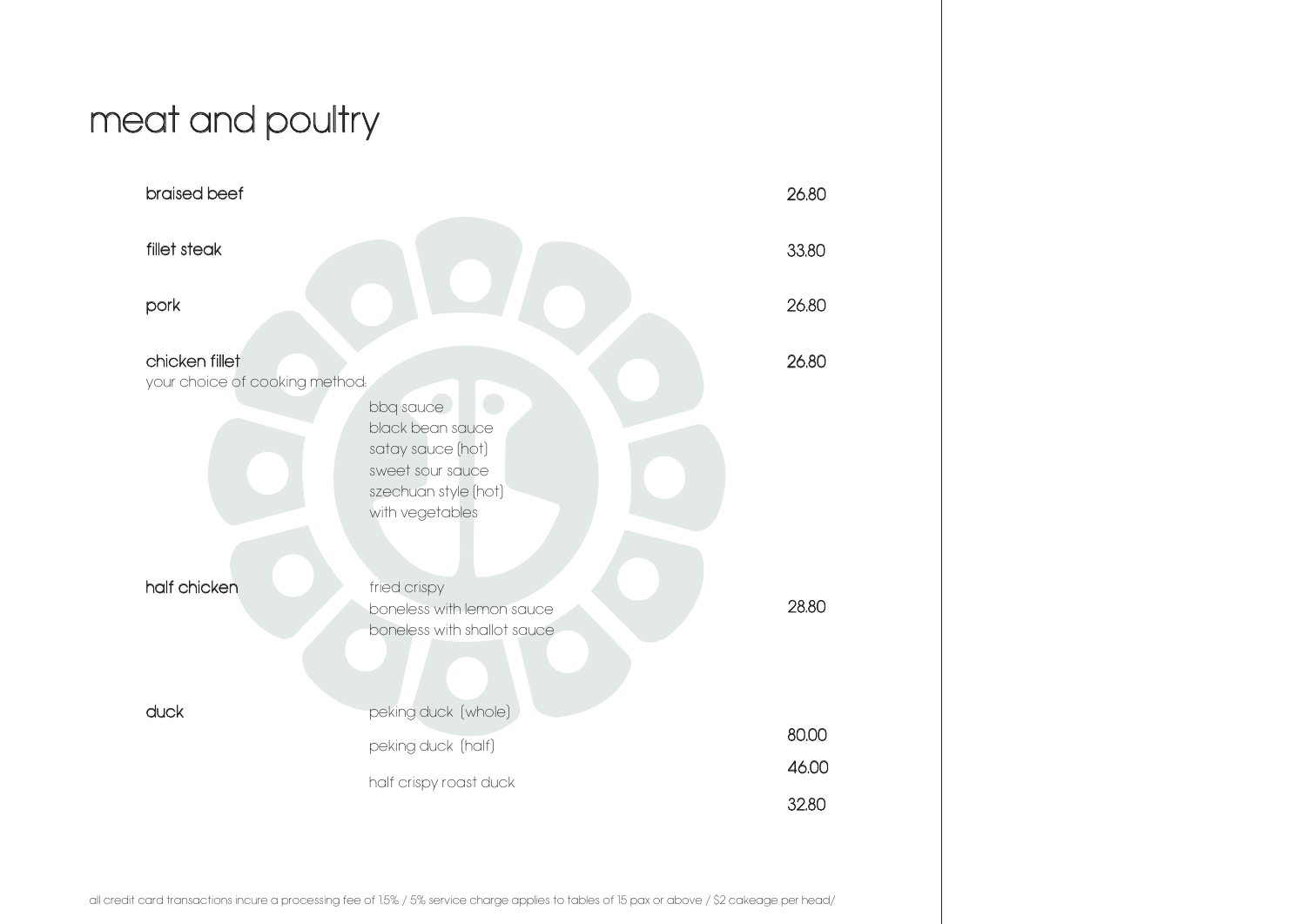# meat and poultry

**braised beef** 26.80

**fillet steak** 33.80

**pork** 26.80

**chicken fillet** 26.80

your choice of cooking method:

- bbq sauce
- black bean sauce
- satay sauce (hot)
- sweet sour sauce
- szechuan style (hot)
- with vegetables

**half chicken** 28.80

- fried crispy
- boneless with lemon sauce
- boneless with shallot sauce

**duck**

- peking duck (whole) 80.00
- peking duck (half) 46.00
- half crispy roast duck 32.80

all credit card transactions incure a processing fee of 1.5% / 5% service charge applies to tables of 15 pax or above / $2 cakeage per head/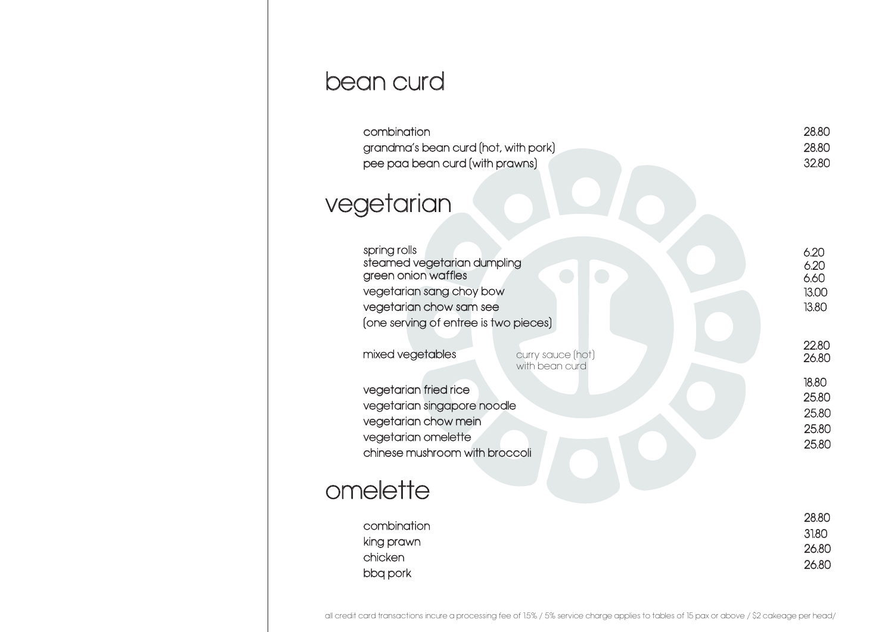## bean curd

| | |
|---|---|
| combination | 28.80 |
| grandma's bean curd (hot, with pork) | 28.80 |
| pee paa bean curd (with prawns) | 32.80 |

## vegetarian

| | | |
|---|---|---|
| spring rolls | | 6.20 |
| steamed vegetarian dumpling | | 6.20 |
| green onion waffles | | 6.60 |
| vegetarian sang choy bow | | 13.00 |
| vegetarian chow sam see | | 13.80 |
| (one serving of entree is two pieces) | | |
| mixed vegetables | curry sauce (hot) | 22.80 |
| | with bean curd | 26.80 |
| vegetarian fried rice | | 18.80 |
| vegetarian singapore noodle | | 25.80 |
| vegetarian chow mein | | 25.80 |
| vegetarian omelette | | 25.80 |
| chinese mushroom with broccoli | | 25.80 |

## omelette

| | |
|---|---|
| combination | 28.80 |
| king prawn | 31.80 |
| chicken | 26.80 |
| bbq pork | 26.80 |

all credit card transactions incure a processing fee of 1.5% / 5% service charge applies to tables of 15 pax or above / $2 cakeage per head/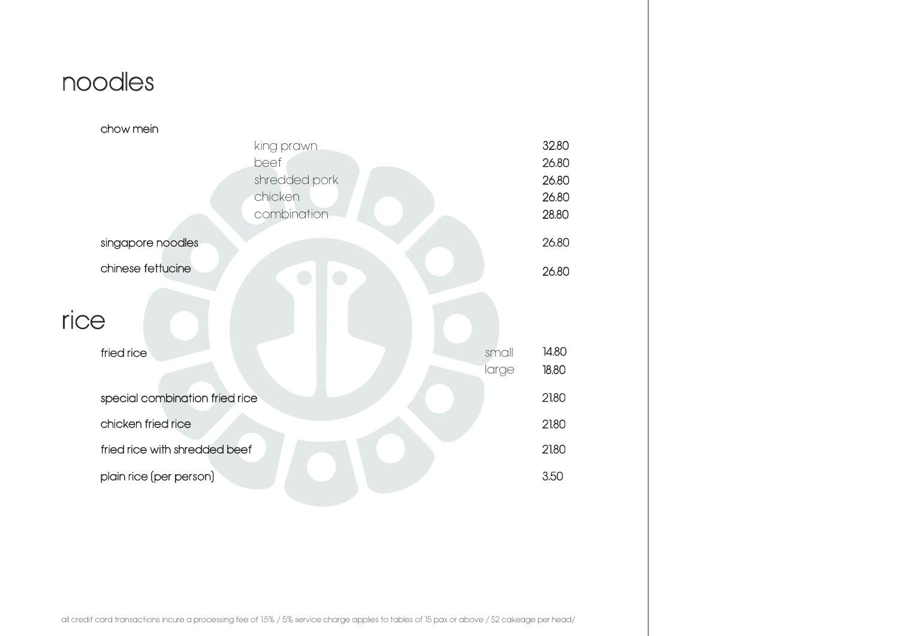# noodles

| | | |
|---|---|---|
| chow mein | | |
| | king prawn | 32.80 |
| | beef | 26.80 |
| | shredded pork | 26.80 |
| | chicken | 26.80 |
| | combination | 28.80 |
| singapore noodles | | 26.80 |
| chinese fettucine | | 26.80 |

# rice

| | | |
|---|---|---|
| fried rice | small | 14.80 |
| | large | 18.80 |
| special combination fried rice | | 21.80 |
| chicken fried rice | | 21.80 |
| fried rice with shredded beef | | 21.80 |
| plain rice (per person) | | 3.50 |

all credit card transactions incure a processing fee of 1.5% / 5% service charge applies to tables of 15 pax or above / $2 cakeage per head/